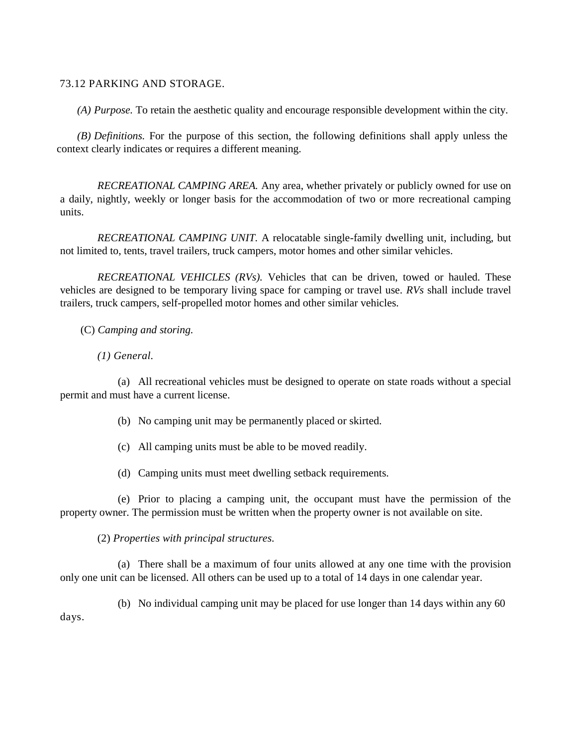## 73.12 PARKING AND STORAGE.

*(A) Purpose.* To retain the aesthetic quality and encourage responsible development within the city.

*(B) Definitions.* For the purpose of this section, the following definitions shall apply unless the context clearly indicates or requires a different meaning.

*RECREATIONAL CAMPING AREA.* Any area, whether privately or publicly owned for use on a daily, nightly, weekly or longer basis for the accommodation of two or more recreational camping units.

*RECREATIONAL CAMPING UNIT.* A relocatable single-family dwelling unit, including, but not limited to, tents, travel trailers, truck campers, motor homes and other similar vehicles.

*RECREATIONAL VEHICLES (RVs).* Vehicles that can be driven, towed or hauled. These vehicles are designed to be temporary living space for camping or travel use. *RVs* shall include travel trailers, truck campers, self-propelled motor homes and other similar vehicles.

(C) *Camping and storing.*

*(1) General.*

(a) All recreational vehicles must be designed to operate on state roads without a special permit and must have a current license.

(b) No camping unit may be permanently placed or skirted.

(c) All camping units must be able to be moved readily.

(d) Camping units must meet dwelling setback requirements.

(e) Prior to placing a camping unit, the occupant must have the permission of the property owner. The permission must be written when the property owner is not available on site.

(2) *Properties with principal structures.*

(a) There shall be a maximum of four units allowed at any one time with the provision only one unit can be licensed. All others can be used up to a total of 14 days in one calendar year.

(b) No individual camping unit may be placed for use longer than 14 days within any 60 days.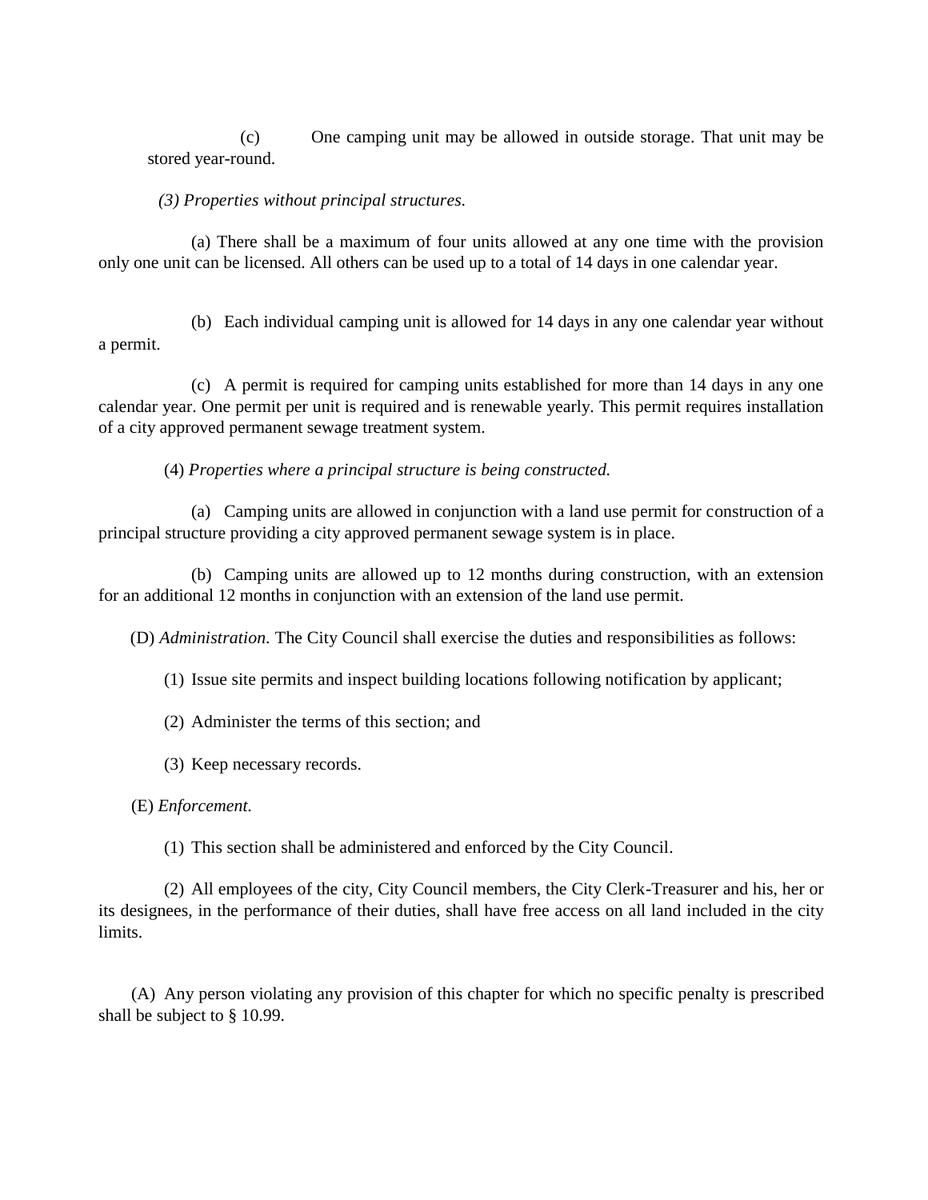(c) One camping unit may be allowed in outside storage. That unit may be stored year-round.

*(3) Properties without principal structures.*

(a) There shall be a maximum of four units allowed at any one time with the provision only one unit can be licensed. All others can be used up to a total of 14 days in one calendar year.

(b) Each individual camping unit is allowed for 14 days in any one calendar year without a permit.

(c) A permit is required for camping units established for more than 14 days in any one calendar year. One permit per unit is required and is renewable yearly. This permit requires installation of a city approved permanent sewage treatment system.

(4) *Properties where a principal structure is being constructed.*

(a) Camping units are allowed in conjunction with a land use permit for construction of a principal structure providing a city approved permanent sewage system is in place.

(b) Camping units are allowed up to 12 months during construction, with an extension for an additional 12 months in conjunction with an extension of the land use permit.

(D) *Administration.* The City Council shall exercise the duties and responsibilities as follows:

(1) Issue site permits and inspect building locations following notification by applicant;

(2) Administer the terms of this section; and

(3) Keep necessary records.

(E) *Enforcement.*

(1) This section shall be administered and enforced by the City Council.

(2) All employees of the city, City Council members, the City Clerk-Treasurer and his, her or its designees, in the performance of their duties, shall have free access on all land included in the city limits.

(A) Any person violating any provision of this chapter for which no specific penalty is prescribed shall be subject to § 10.99.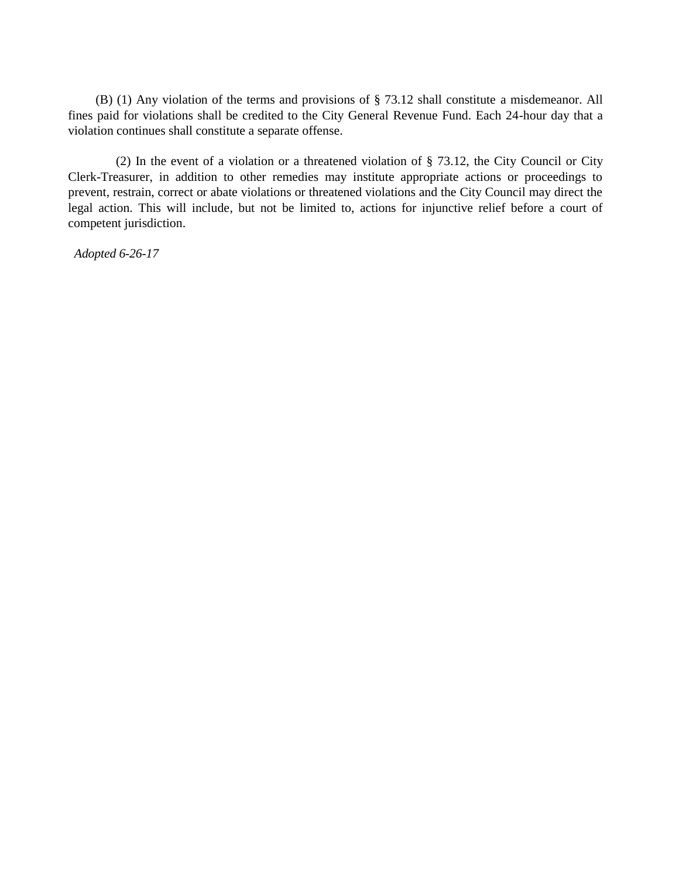(B) (1) Any violation of the terms and provisions of § 73.12 shall constitute a misdemeanor. All fines paid for violations shall be credited to the City General Revenue Fund. Each 24-hour day that a violation continues shall constitute a separate offense.

(2) In the event of a violation or a threatened violation of § 73.12, the City Council or City Clerk-Treasurer, in addition to other remedies may institute appropriate actions or proceedings to prevent, restrain, correct or abate violations or threatened violations and the City Council may direct the legal action. This will include, but not be limited to, actions for injunctive relief before a court of competent jurisdiction.

*Adopted 6-26-17*